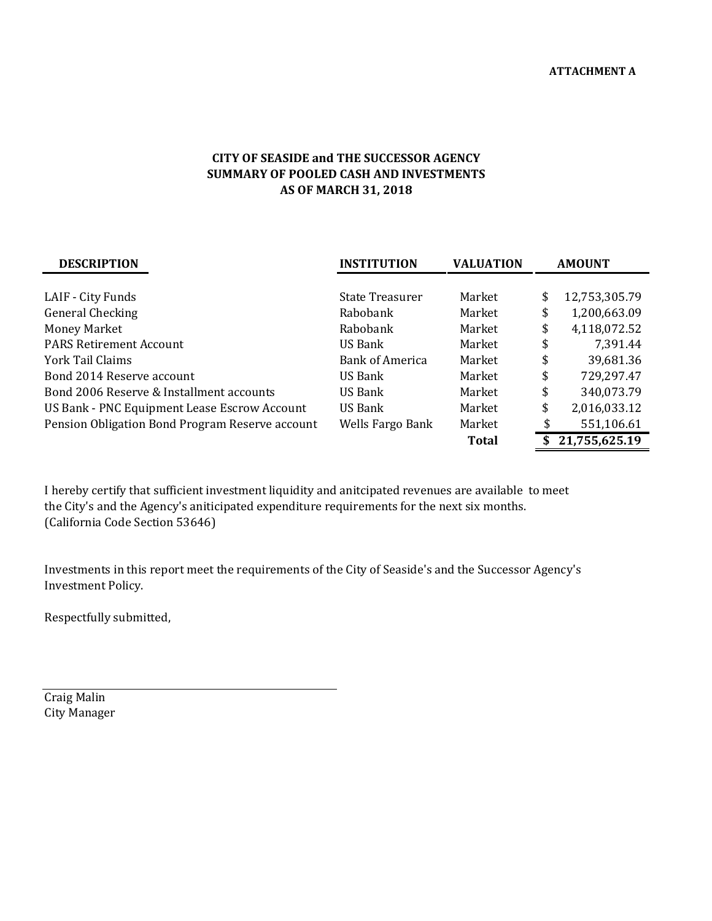**ATTACHMENT A**

# CITY OF SEASIDE and THE SUCCESSOR AGENCY
## SUMMARY OF POOLED CASH AND INVESTMENTS
## AS OF MARCH 31, 2018

| DESCRIPTION | INSTITUTION | VALUATION | AMOUNT |
|---|---|---|---|
| LAIF - City Funds | State Treasurer | Market | $ 12,753,305.79 |
| General Checking | Rabobank | Market | $ 1,200,663.09 |
| Money Market | Rabobank | Market | $ 4,118,072.52 |
| PARS Retirement Account | US Bank | Market | $ 7,391.44 |
| York Tail Claims | Bank of America | Market | $ 39,681.36 |
| Bond 2014 Reserve account | US Bank | Market | $ 729,297.47 |
| Bond 2006 Reserve & Installment accounts | US Bank | Market | $ 340,073.79 |
| US Bank - PNC Equipment Lease Escrow Account | US Bank | Market | $ 2,016,033.12 |
| Pension Obligation Bond Program Reserve account | Wells Fargo Bank | Market | $ 551,106.61 |
| | | **Total** | **$ 21,755,625.19** |

I hereby certify that sufficient investment liquidity and anitcipated revenues are available to meet the City's and the Agency's aniticipated expenditure requirements for the next six months. (California Code Section 53646)

Investments in this report meet the requirements of the City of Seaside's and the Successor Agency's Investment Policy.

Respectfully submitted,

Craig Malin
City Manager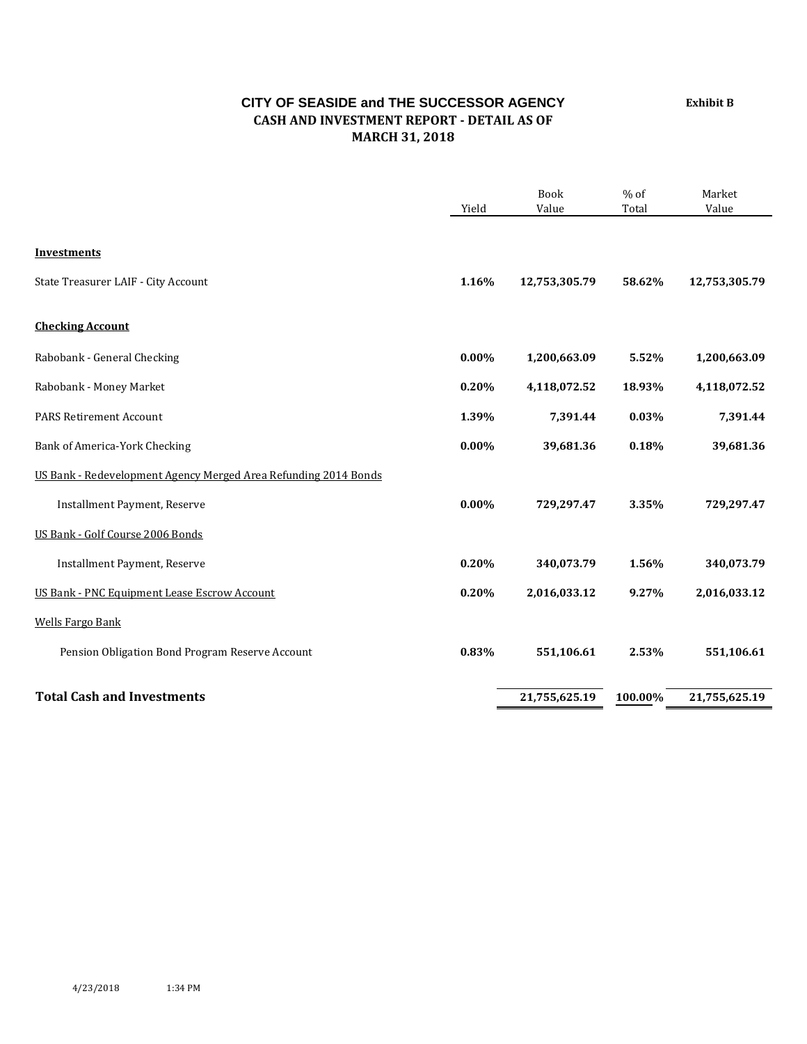# CITY OF SEASIDE and THE SUCCESSOR AGENCY

**Exhibit B**

**CASH AND INVESTMENT REPORT - DETAIL AS OF**
**MARCH 31, 2018**

| | Yield | Book Value | % of Total | Market Value |
|---|---|---|---|---|
| **Investments** | | | | |
| State Treasurer LAIF - City Account | **1.16%** | **12,753,305.79** | **58.62%** | **12,753,305.79** |
| **Checking Account** | | | | |
| Rabobank - General Checking | **0.00%** | **1,200,663.09** | **5.52%** | **1,200,663.09** |
| Rabobank - Money Market | **0.20%** | **4,118,072.52** | **18.93%** | **4,118,072.52** |
| PARS Retirement Account | **1.39%** | **7,391.44** | **0.03%** | **7,391.44** |
| Bank of America-York Checking | **0.00%** | **39,681.36** | **0.18%** | **39,681.36** |
| US Bank - Redevelopment Agency Merged Area Refunding 2014 Bonds | | | | |
| Installment Payment, Reserve | **0.00%** | **729,297.47** | **3.35%** | **729,297.47** |
| US Bank - Golf Course 2006 Bonds | | | | |
| Installment Payment, Reserve | **0.20%** | **340,073.79** | **1.56%** | **340,073.79** |
| US Bank - PNC Equipment Lease Escrow Account | **0.20%** | **2,016,033.12** | **9.27%** | **2,016,033.12** |
| Wells Fargo Bank | | | | |
| Pension Obligation Bond Program Reserve Account | **0.83%** | **551,106.61** | **2.53%** | **551,106.61** |
| **Total Cash and Investments** | | **21,755,625.19** | **100.00%** | **21,755,625.19** |

4/23/2018 1:34 PM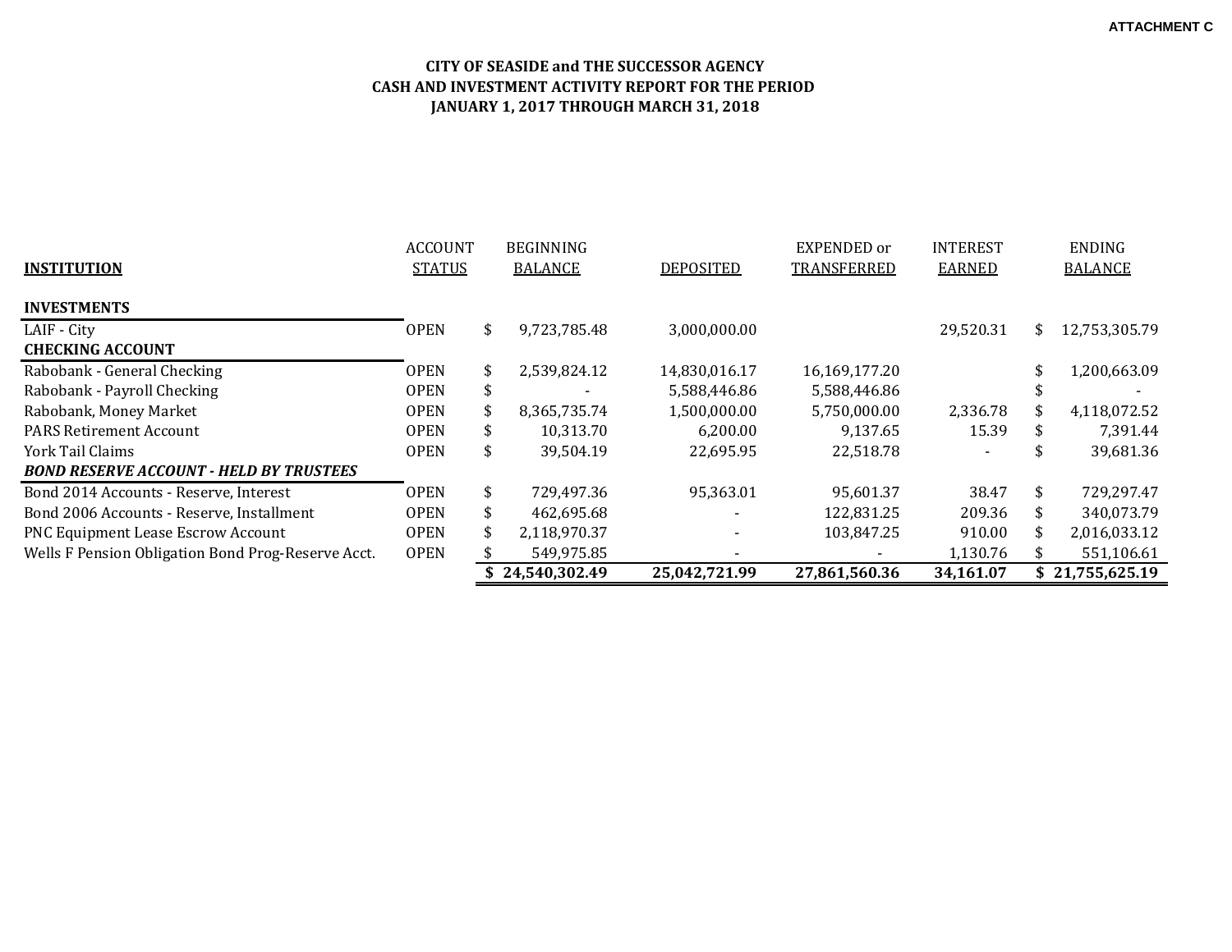ATTACHMENT C

**CITY OF SEASIDE and THE SUCCESSOR AGENCY**
**CASH AND INVESTMENT ACTIVITY REPORT FOR THE PERIOD**
**JANUARY 1, 2017 THROUGH MARCH 31, 2018**

| INSTITUTION | ACCOUNT STATUS | BEGINNING BALANCE | DEPOSITED | EXPENDED or TRANSFERRED | INTEREST EARNED | ENDING BALANCE |
|---|---|---|---|---|---|---|
| **INVESTMENTS** | | | | | | |
| LAIF - City | OPEN | $ 9,723,785.48 | 3,000,000.00 | | 29,520.31 | $ 12,753,305.79 |
| **CHECKING ACCOUNT** | | | | | | |
| Rabobank - General Checking | OPEN | $ 2,539,824.12 | 14,830,016.17 | 16,169,177.20 | | $ 1,200,663.09 |
| Rabobank - Payroll Checking | OPEN | $ - | 5,588,446.86 | 5,588,446.86 | | $ - |
| Rabobank, Money Market | OPEN | $ 8,365,735.74 | 1,500,000.00 | 5,750,000.00 | 2,336.78 | $ 4,118,072.52 |
| PARS Retirement Account | OPEN | $ 10,313.70 | 6,200.00 | 9,137.65 | 15.39 | $ 7,391.44 |
| York Tail Claims | OPEN | $ 39,504.19 | 22,695.95 | 22,518.78 | - | $ 39,681.36 |
| ***BOND RESERVE ACCOUNT - HELD BY TRUSTEES*** | | | | | | |
| Bond 2014 Accounts - Reserve, Interest | OPEN | $ 729,497.36 | 95,363.01 | 95,601.37 | 38.47 | $ 729,297.47 |
| Bond 2006 Accounts - Reserve, Installment | OPEN | $ 462,695.68 | - | 122,831.25 | 209.36 | $ 340,073.79 |
| PNC Equipment Lease Escrow Account | OPEN | $ 2,118,970.37 | - | 103,847.25 | 910.00 | $ 2,016,033.12 |
| Wells F Pension Obligation Bond Prog-Reserve Acct. | OPEN | $ 549,975.85 | - | - | 1,130.76 | $ 551,106.61 |
| | | **$ 24,540,302.49** | **25,042,721.99** | **27,861,560.36** | **34,161.07** | **$ 21,755,625.19** |